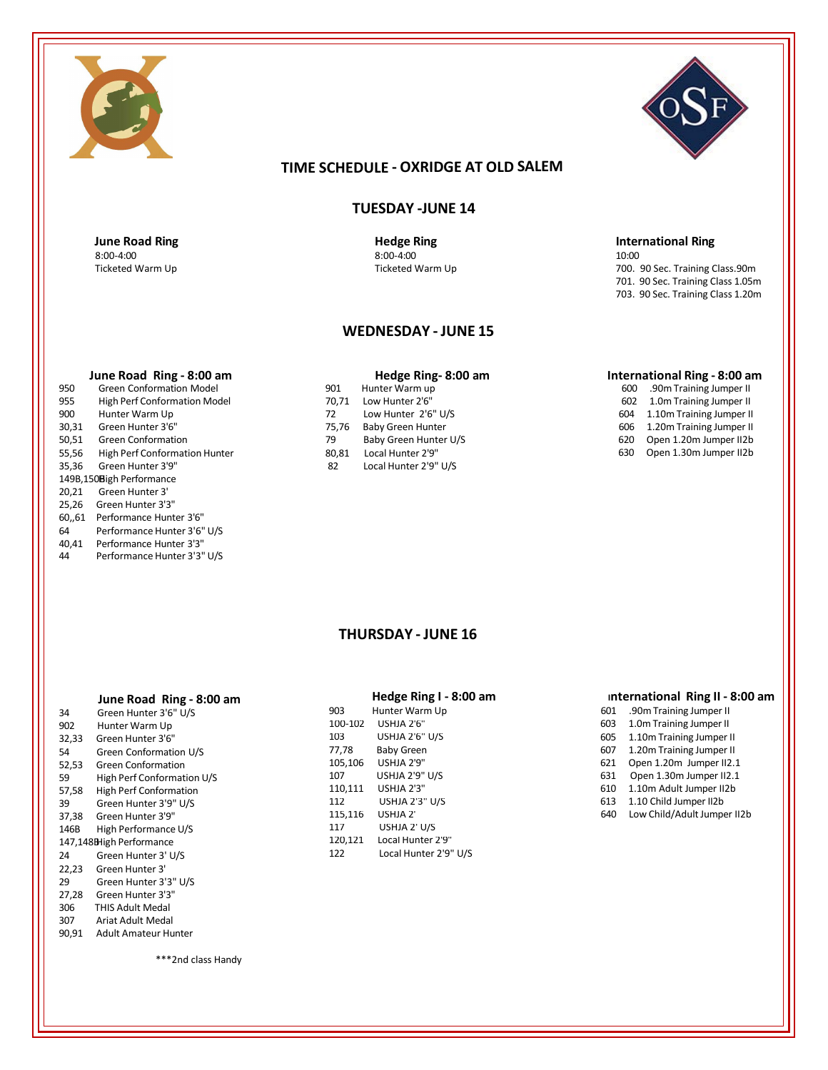# TIME SCHEDULE - OXRIDGE AT OLD SALEM

## TUESDAY -JUNE 14

### June Road Ring

8:00-4:00
Ticketed Warm Up

### Hedge Ring

8:00-4:00
Ticketed Warm Up

### International Ring

10:00
700. 90 Sec. Training Class.90m
701. 90 Sec. Training Class 1.05m
703. 90 Sec. Training Class 1.20m

## WEDNESDAY - JUNE 15

### June Road Ring - 8:00 am

| | |
|---|---|
| 950 | Green Conformation Model |
| 955 | High Perf Conformation Model |
| 900 | Hunter Warm Up |
| 30,31 | Green Hunter 3'6" |
| 50,51 | Green Conformation |
| 55,56 | High Perf Conformation Hunter |
| 35,36 | Green Hunter 3'9" |
| 149B,150B | High Performance |
| 20,21 | Green Hunter 3' |
| 25,26 | Green Hunter 3'3" |
| 60,,61 | Performance Hunter 3'6" |
| 64 | Performance Hunter 3'6" U/S |
| 40,41 | Performance Hunter 3'3" |
| 44 | Performance Hunter 3'3" U/S |

### Hedge Ring- 8:00 am

| | |
|---|---|
| 901 | Hunter Warm up |
| 70,71 | Low Hunter 2'6" |
| 72 | Low Hunter 2'6" U/S |
| 75,76 | Baby Green Hunter |
| 79 | Baby Green Hunter U/S |
| 80,81 | Local Hunter 2'9" |
| 82 | Local Hunter 2'9" U/S |

### International Ring - 8:00 am

| | |
|---|---|
| 600 | .90m Training Jumper II |
| 602 | 1.0m Training Jumper II |
| 604 | 1.10m Training Jumper II |
| 606 | 1.20m Training Jumper II |
| 620 | Open 1.20m Jumper II2b |
| 630 | Open 1.30m Jumper II2b |

## THURSDAY - JUNE 16

### June Road Ring - 8:00 am

| | |
|---|---|
| 34 | Green Hunter 3'6" U/S |
| 902 | Hunter Warm Up |
| 32,33 | Green Hunter 3'6" |
| 54 | Green Conformation U/S |
| 52,53 | Green Conformation |
| 59 | High Perf Conformation U/S |
| 57,58 | High Perf Conformation |
| 39 | Green Hunter 3'9" U/S |
| 37,38 | Green Hunter 3'9" |
| 146B | High Performance U/S |
| 147,148B | High Performance |
| 24 | Green Hunter 3' U/S |
| 22,23 | Green Hunter 3' |
| 29 | Green Hunter 3'3" U/S |
| 27,28 | Green Hunter 3'3" |
| 306 | THIS Adult Medal |
| 307 | Ariat Adult Medal |
| 90,91 | Adult Amateur Hunter |

***2nd class Handy

### Hedge Ring I - 8:00 am

| | |
|---|---|
| 903 | Hunter Warm Up |
| 100-102 | USHJA 2'6" |
| 103 | USHJA 2'6" U/S |
| 77,78 | Baby Green |
| 105,106 | USHJA 2'9" |
| 107 | USHJA 2'9" U/S |
| 110,111 | USHJA 2'3" |
| 112 | USHJA 2'3" U/S |
| 115,116 | USHJA 2' |
| 117 | USHJA 2' U/S |
| 120,121 | Local Hunter 2'9" |
| 122 | Local Hunter 2'9" U/S |

### International Ring II - 8:00 am

| | |
|---|---|
| 601 | .90m Training Jumper II |
| 603 | 1.0m Training Jumper II |
| 605 | 1.10m Training Jumper II |
| 607 | 1.20m Training Jumper II |
| 621 | Open 1.20m Jumper II2.1 |
| 631 | Open 1.30m Jumper II2.1 |
| 610 | 1.10m Adult Jumper II2b |
| 613 | 1.10 Child Jumper II2b |
| 640 | Low Child/Adult Jumper II2b |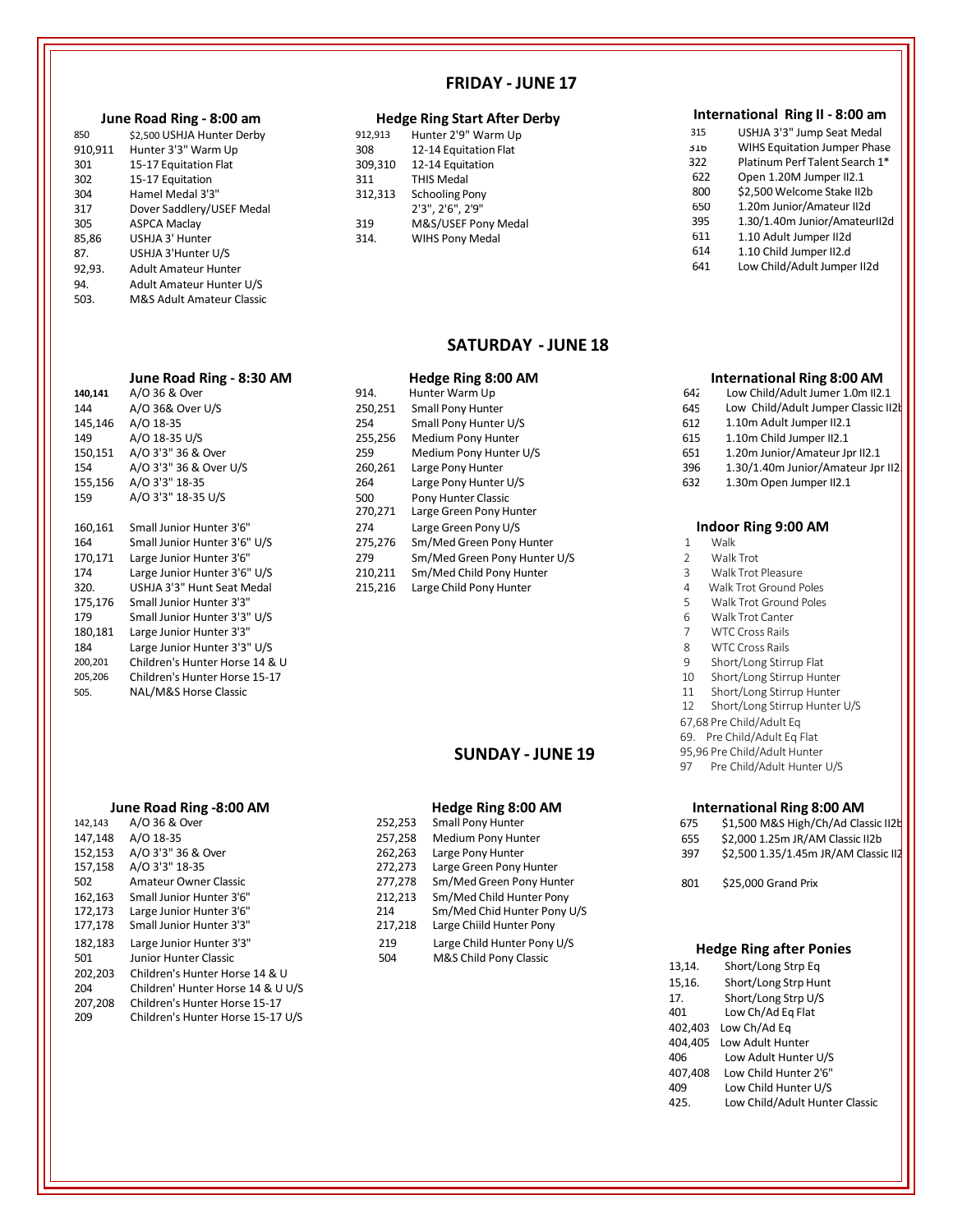## FRIDAY - JUNE 17

### June Road Ring - 8:00 am

| | |
|---|---|
| 850 | $2,500 USHJA Hunter Derby |
| 910,911 | Hunter 3'3" Warm Up |
| 301 | 15-17 Equitation Flat |
| 302 | 15-17 Equitation |
| 304 | Hamel Medal 3'3" |
| 317 | Dover Saddlery/USEF Medal |
| 305 | ASPCA Maclay |
| 85,86 | USHJA 3' Hunter |
| 87. | USHJA 3'Hunter U/S |
| 92,93. | Adult Amateur Hunter |
| 94. | Adult Amateur Hunter U/S |
| 503. | M&S Adult Amateur Classic |

### Hedge Ring Start After Derby

| | |
|---|---|
| 912,913 | Hunter 2'9" Warm Up |
| 308 | 12-14 Equitation Flat |
| 309,310 | 12-14 Equitation |
| 311 | THIS Medal |
| 312,313 | Schooling Pony 2'3", 2'6", 2'9" |
| 319 | M&S/USEF Pony Medal |
| 314. | WIHS Pony Medal |

### International Ring II - 8:00 am

| | |
|---|---|
| 315 | USHJA 3'3" Jump Seat Medal |
| 316 | WIHS Equitation Jumper Phase |
| 322 | Platinum Perf Talent Search 1* |
| 622 | Open 1.20M Jumper II2.1 |
| 800 | $2,500 Welcome Stake II2b |
| 650 | 1.20m Junior/Amateur II2d |
| 395 | 1.30/1.40m Junior/AmateurII2d |
| 611 | 1.10 Adult Jumper II2d |
| 614 | 1.10 Child Jumper II2.d |
| 641 | Low Child/Adult Jumper II2d |

## SATURDAY - JUNE 18

### June Road Ring - 8:30 AM

| | |
|---|---|
| 140,141 | A/O 36 & Over |
| 144 | A/O 36& Over U/S |
| 145,146 | A/O 18-35 |
| 149 | A/O 18-35 U/S |
| 150,151 | A/O 3'3" 36 & Over |
| 154 | A/O 3'3" 36 & Over U/S |
| 155,156 | A/O 3'3" 18-35 |
| 159 | A/O 3'3" 18-35 U/S |
| 160,161 | Small Junior Hunter 3'6" |
| 164 | Small Junior Hunter 3'6" U/S |
| 170,171 | Large Junior Hunter 3'6" |
| 174 | Large Junior Hunter 3'6" U/S |
| 320. | USHJA 3'3" Hunt Seat Medal |
| 175,176 | Small Junior Hunter 3'3" |
| 179 | Small Junior Hunter 3'3" U/S |
| 180,181 | Large Junior Hunter 3'3" |
| 184 | Large Junior Hunter 3'3" U/S |
| 200,201 | Children's Hunter Horse 14 & U |
| 205,206 | Children's Hunter Horse 15-17 |
| 505. | NAL/M&S Horse Classic |

### Hedge Ring 8:00 AM

| | |
|---|---|
| 914. | Hunter Warm Up |
| 250,251 | Small Pony Hunter |
| 254 | Small Pony Hunter U/S |
| 255,256 | Medium Pony Hunter |
| 259 | Medium Pony Hunter U/S |
| 260,261 | Large Pony Hunter |
| 264 | Large Pony Hunter U/S |
| 500 | Pony Hunter Classic |
| 270,271 | Large Green Pony Hunter |
| 274 | Large Green Pony U/S |
| 275,276 | Sm/Med Green Pony Hunter |
| 279 | Sm/Med Green Pony Hunter U/S |
| 210,211 | Sm/Med Child Pony Hunter |
| 215,216 | Large Child Pony Hunter |

### International Ring 8:00 AM

| | |
|---|---|
| 642 | Low Child/Adult Jumer 1.0m II2.1 |
| 645 | Low Child/Adult Jumper Classic II2b |
| 612 | 1.10m Adult Jumper II2.1 |
| 615 | 1.10m Child Jumper II2.1 |
| 651 | 1.20m Junior/Amateur Jpr II2.1 |
| 396 | 1.30/1.40m Junior/Amateur Jpr II2 |
| 632 | 1.30m Open Jumper II2.1 |

### Indoor Ring 9:00 AM

| | |
|---|---|
| 1 | Walk |
| 2 | Walk Trot |
| 3 | Walk Trot Pleasure |
| 4 | Walk Trot Ground Poles |
| 5 | Walk Trot Ground Poles |
| 6 | Walk Trot Canter |
| 7 | WTC Cross Rails |
| 8 | WTC Cross Rails |
| 9 | Short/Long Stirrup Flat |
| 10 | Short/Long Stirrup Hunter |
| 11 | Short/Long Stirrup Hunter |
| 12 | Short/Long Stirrup Hunter U/S |
| 67,68 | Pre Child/Adult Eq |
| 69. | Pre Child/Adult Eq Flat |
| 95,96 | Pre Child/Adult Hunter |
| 97 | Pre Child/Adult Hunter U/S |

## SUNDAY - JUNE 19

### June Road Ring -8:00 AM

| | |
|---|---|
| 142,143 | A/O 36 & Over |
| 147,148 | A/O 18-35 |
| 152,153 | A/O 3'3" 36 & Over |
| 157,158 | A/O 3'3" 18-35 |
| 502 | Amateur Owner Classic |
| 162,163 | Small Junior Hunter 3'6" |
| 172,173 | Large Junior Hunter 3'6" |
| 177,178 | Small Junior Hunter 3'3" |
| 182,183 | Large Junior Hunter 3'3" |
| 501 | Junior Hunter Classic |
| 202,203 | Children's Hunter Horse 14 & U |
| 204 | Children' Hunter Horse 14 & U U/S |
| 207,208 | Children's Hunter Horse 15-17 |
| 209 | Children's Hunter Horse 15-17 U/S |

### Hedge Ring 8:00 AM

| | |
|---|---|
| 252,253 | Small Pony Hunter |
| 257,258 | Medium Pony Hunter |
| 262,263 | Large Pony Hunter |
| 272,273 | Large Green Pony Hunter |
| 277,278 | Sm/Med Green Pony Hunter |
| 212,213 | Sm/Med Child Hunter Pony |
| 214 | Sm/Med Chid Hunter Pony U/S |
| 217,218 | Large Chiild Hunter Pony |
| 219 | Large Child Hunter Pony U/S |
| 504 | M&S Child Pony Classic |

### International Ring 8:00 AM

| | |
|---|---|
| 675 | $1,500 M&S High/Ch/Ad Classic II2b |
| 655 | $2,000 1.25m JR/AM Classic II2b |
| 397 | $2,500 1.35/1.45m JR/AM Classic II2 |
| 801 | $25,000 Grand Prix |

### Hedge Ring after Ponies

| | |
|---|---|
| 13,14. | Short/Long Strp Eq |
| 15,16. | Short/Long Strp Hunt |
| 17. | Short/Long Strp U/S |
| 401 | Low Ch/Ad Eq Flat |
| 402,403 | Low Ch/Ad Eq |
| 404,405 | Low Adult Hunter |
| 406 | Low Adult Hunter U/S |
| 407,408 | Low Child Hunter 2'6" |
| 409 | Low Child Hunter U/S |
| 425. | Low Child/Adult Hunter Classic |